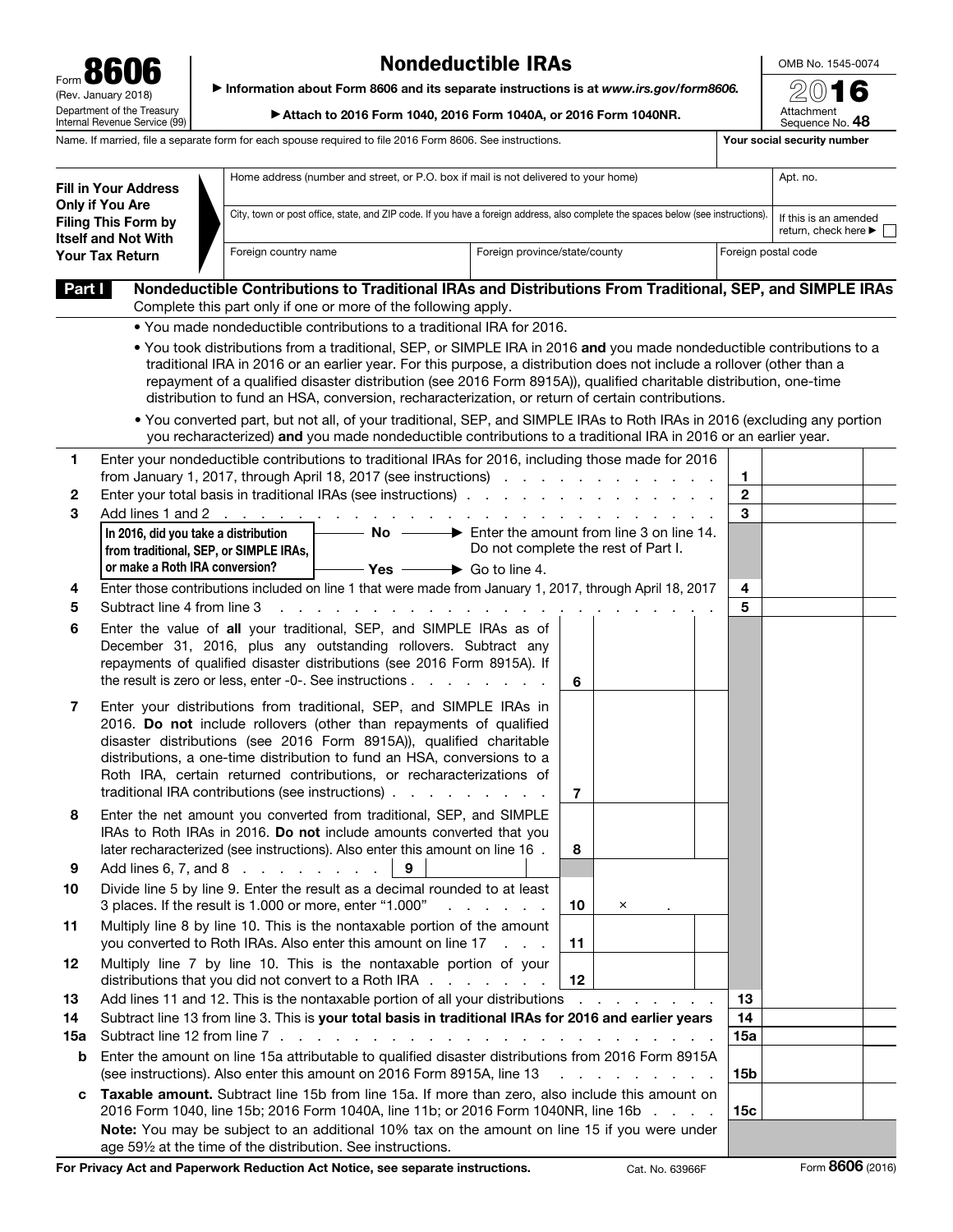Form **8606**
(Rev. January 2018)
Department of the Treasury
Internal Revenue Service (99)

# Nondeductible IRAs

▶ Information about Form 8606 and its separate instructions is at *www.irs.gov/form8606.*

▶ **Attach to 2016 Form 1040, 2016 Form 1040A, or 2016 Form 1040NR.**

OMB No. 1545-0074

**2016**

Attachment Sequence No. **48**

| Name. If married, file a separate form for each spouse required to file 2016 Form 8606. See instructions. | Your social security number |
|---|---|
| | |

| **Fill in Your Address Only if You Are Filing This Form by Itself and Not With Your Tax Return** | Home address (number and street, or P.O. box if mail is not delivered to your home) | | Apt. no. |
|---|---|---|---|
| | City, town or post office, state, and ZIP code. If you have a foreign address, also complete the spaces below (see instructions). | | If this is an amended return, check here ▶ ☐ |
| | Foreign country name | Foreign province/state/county | Foreign postal code |

## Part I — Nondeductible Contributions to Traditional IRAs and Distributions From Traditional, SEP, and SIMPLE IRAs

Complete this part only if one or more of the following apply.

- You made nondeductible contributions to a traditional IRA for 2016.
- You took distributions from a traditional, SEP, or SIMPLE IRA in 2016 **and** you made nondeductible contributions to a traditional IRA in 2016 or an earlier year. For this purpose, a distribution does not include a rollover (other than a repayment of a qualified disaster distribution (see 2016 Form 8915A)), qualified charitable distribution, one-time distribution to fund an HSA, conversion, recharacterization, or return of certain contributions.
- You converted part, but not all, of your traditional, SEP, and SIMPLE IRAs to Roth IRAs in 2016 (excluding any portion you recharacterized) **and** you made nondeductible contributions to a traditional IRA in 2016 or an earlier year.

| Line | Description | | |
|---|---|---|---|
| **1** | Enter your nondeductible contributions to traditional IRAs for 2016, including those made for 2016 from January 1, 2017, through April 18, 2017 (see instructions) | **1** | |
| **2** | Enter your total basis in traditional IRAs (see instructions) | **2** | |
| **3** | Add lines 1 and 2 | **3** | |
| | **In 2016, did you take a distribution from traditional, SEP, or SIMPLE IRAs, or make a Roth IRA conversion?** — **No** ▶ Enter the amount from line 3 on line 14. Do not complete the rest of Part I. — **Yes** ▶ Go to line 4. | | |
| **4** | Enter those contributions included on line 1 that were made from January 1, 2017, through April 18, 2017 | **4** | |
| **5** | Subtract line 4 from line 3 | **5** | |
| **6** | Enter the value of **all** your traditional, SEP, and SIMPLE IRAs as of December 31, 2016, plus any outstanding rollovers. Subtract any repayments of qualified disaster distributions (see 2016 Form 8915A). If the result is zero or less, enter -0-. See instructions | **6** | |
| **7** | Enter your distributions from traditional, SEP, and SIMPLE IRAs in 2016. **Do not** include rollovers (other than repayments of qualified disaster distributions (see 2016 Form 8915A)), qualified charitable distributions, a one-time distribution to fund an HSA, conversions to a Roth IRA, certain returned contributions, or recharacterizations of traditional IRA contributions (see instructions) | **7** | |
| **8** | Enter the net amount you converted from traditional, SEP, and SIMPLE IRAs to Roth IRAs in 2016. **Do not** include amounts converted that you later recharacterized (see instructions). Also enter this amount on line 16 | **8** | |
| **9** | Add lines 6, 7, and 8 | **9** | |
| **10** | Divide line 5 by line 9. Enter the result as a decimal rounded to at least 3 places. If the result is 1.000 or more, enter "1.000" | **10** | × . |
| **11** | Multiply line 8 by line 10. This is the nontaxable portion of the amount you converted to Roth IRAs. Also enter this amount on line 17 | **11** | |
| **12** | Multiply line 7 by line 10. This is the nontaxable portion of your distributions that you did not convert to a Roth IRA | **12** | |
| **13** | Add lines 11 and 12. This is the nontaxable portion of all your distributions | **13** | |
| **14** | Subtract line 13 from line 3. This is **your total basis in traditional IRAs for 2016 and earlier years** | **14** | |
| **15a** | Subtract line 12 from line 7 | **15a** | |
| **b** | Enter the amount on line 15a attributable to qualified disaster distributions from 2016 Form 8915A (see instructions). Also enter this amount on 2016 Form 8915A, line 13 | **15b** | |
| **c** | **Taxable amount.** Subtract line 15b from line 15a. If more than zero, also include this amount on 2016 Form 1040, line 15b; 2016 Form 1040A, line 11b; or 2016 Form 1040NR, line 16b | **15c** | |
| | **Note:** You may be subject to an additional 10% tax on the amount on line 15 if you were under age 59½ at the time of the distribution. See instructions. | | |

**For Privacy Act and Paperwork Reduction Act Notice, see separate instructions.** Cat. No. 63966F Form **8606** (2016)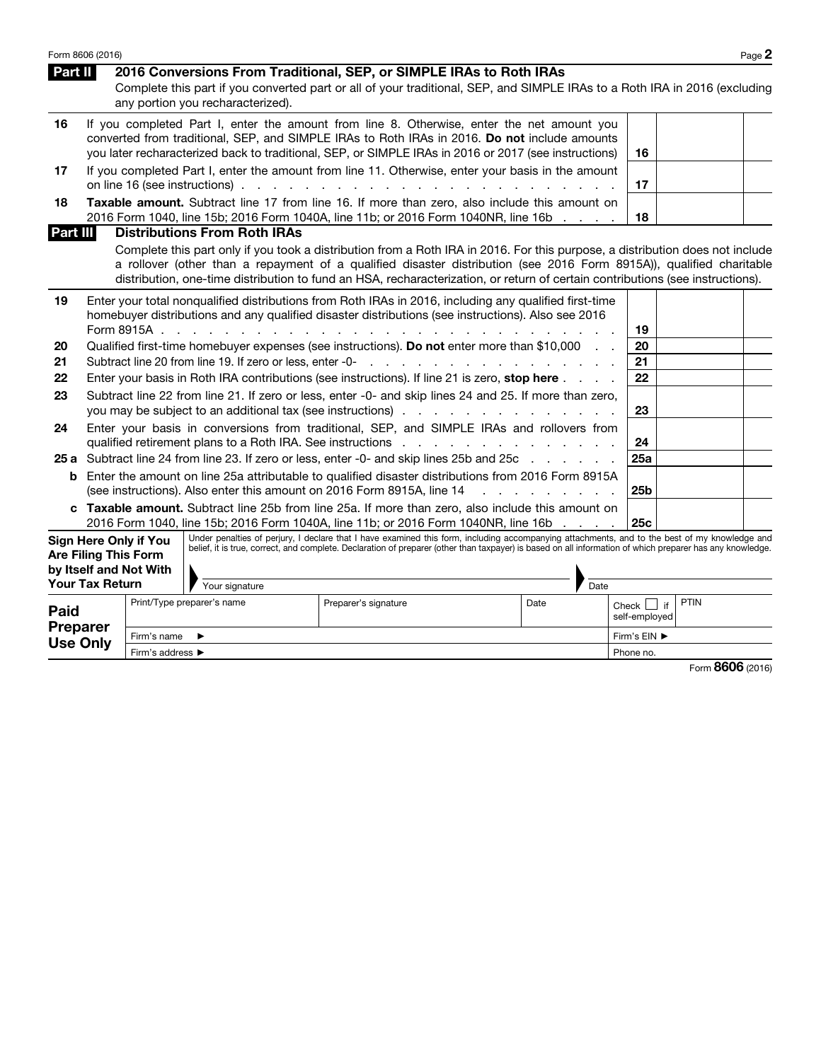## Part II 2016 Conversions From Traditional, SEP, or SIMPLE IRAs to Roth IRAs

Complete this part if you converted part or all of your traditional, SEP, and SIMPLE IRAs to a Roth IRA in 2016 (excluding any portion you recharacterized).

| | | | |
|---|---|---|---|
| 16 | If you completed Part I, enter the amount from line 8. Otherwise, enter the net amount you converted from traditional, SEP, and SIMPLE IRAs to Roth IRAs in 2016. **Do not** include amounts you later recharacterized back to traditional, SEP, or SIMPLE IRAs in 2016 or 2017 (see instructions) | 16 | |
| 17 | If you completed Part I, enter the amount from line 11. Otherwise, enter your basis in the amount on line 16 (see instructions) | 17 | |
| 18 | **Taxable amount.** Subtract line 17 from line 16. If more than zero, also include this amount on 2016 Form 1040, line 15b; 2016 Form 1040A, line 11b; or 2016 Form 1040NR, line 16b | 18 | |

## Part III Distributions From Roth IRAs

Complete this part only if you took a distribution from a Roth IRA in 2016. For this purpose, a distribution does not include a rollover (other than a repayment of a qualified disaster distribution (see 2016 Form 8915A)), qualified charitable distribution, one-time distribution to fund an HSA, recharacterization, or return of certain contributions (see instructions).

| | | | |
|---|---|---|---|
| 19 | Enter your total nonqualified distributions from Roth IRAs in 2016, including any qualified first-time homebuyer distributions and any qualified disaster distributions (see instructions). Also see 2016 Form 8915A | 19 | |
| 20 | Qualified first-time homebuyer expenses (see instructions). **Do not** enter more than $10,000 | 20 | |
| 21 | Subtract line 20 from line 19. If zero or less, enter -0- | 21 | |
| 22 | Enter your basis in Roth IRA contributions (see instructions). If line 21 is zero, **stop here** | 22 | |
| 23 | Subtract line 22 from line 21. If zero or less, enter -0- and skip lines 24 and 25. If more than zero, you may be subject to an additional tax (see instructions) | 23 | |
| 24 | Enter your basis in conversions from traditional, SEP, and SIMPLE IRAs and rollovers from qualified retirement plans to a Roth IRA. See instructions | 24 | |
| 25a | Subtract line 24 from line 23. If zero or less, enter -0- and skip lines 25b and 25c | 25a | |
| b | Enter the amount on line 25a attributable to qualified disaster distributions from 2016 Form 8915A (see instructions). Also enter this amount on 2016 Form 8915A, line 14 | 25b | |
| c | **Taxable amount.** Subtract line 25b from line 25a. If more than zero, also include this amount on 2016 Form 1040, line 15b; 2016 Form 1040A, line 11b; or 2016 Form 1040NR, line 16b | 25c | |

**Sign Here Only if You Are Filing This Form by Itself and Not With Your Tax Return**

Under penalties of perjury, I declare that I have examined this form, including accompanying attachments, and to the best of my knowledge and belief, it is true, correct, and complete. Declaration of preparer (other than taxpayer) is based on all information of which preparer has any knowledge.

Your signature | Date

**Paid Preparer Use Only**

| Print/Type preparer's name | Preparer's signature | Date | Check ☐ if self-employed | PTIN |
|---|---|---|---|---|
| Firm's name ► | | | Firm's EIN ► | |
| Firm's address ► | | | Phone no. | |

Form **8606** (2016)